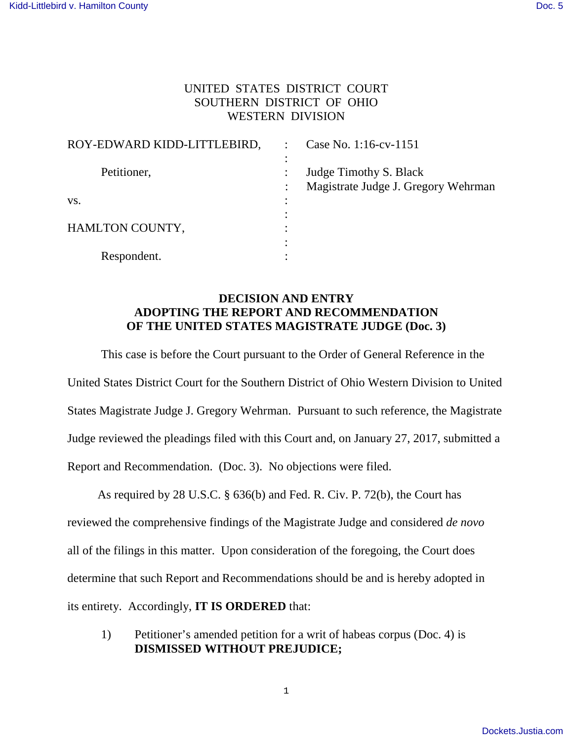UNITED STATES DISTRICT COURT
SOUTHERN DISTRICT OF OHIO
WESTERN DIVISION

| | | |
|---|---|---|
| ROY-EDWARD KIDD-LITTLEBIRD, | : | Case No. 1:16-cv-1151 |
| Petitioner, | : | Judge Timothy S. Black |
| | : | Magistrate Judge J. Gregory Wehrman |
| vs. | : | |
| HAMLTON COUNTY, | : | |
| Respondent. | : | |

**DECISION AND ENTRY**
**ADOPTING THE REPORT AND RECOMMENDATION**
**OF THE UNITED STATES MAGISTRATE JUDGE (Doc. 3)**

This case is before the Court pursuant to the Order of General Reference in the United States District Court for the Southern District of Ohio Western Division to United States Magistrate Judge J. Gregory Wehrman. Pursuant to such reference, the Magistrate Judge reviewed the pleadings filed with this Court and, on January 27, 2017, submitted a Report and Recommendation. (Doc. 3). No objections were filed.

As required by 28 U.S.C. § 636(b) and Fed. R. Civ. P. 72(b), the Court has reviewed the comprehensive findings of the Magistrate Judge and considered *de novo* all of the filings in this matter. Upon consideration of the foregoing, the Court does determine that such Report and Recommendations should be and is hereby adopted in its entirety. Accordingly, **IT IS ORDERED** that:

1) Petitioner's amended petition for a writ of habeas corpus (Doc. 4) is **DISMISSED WITHOUT PREJUDICE;**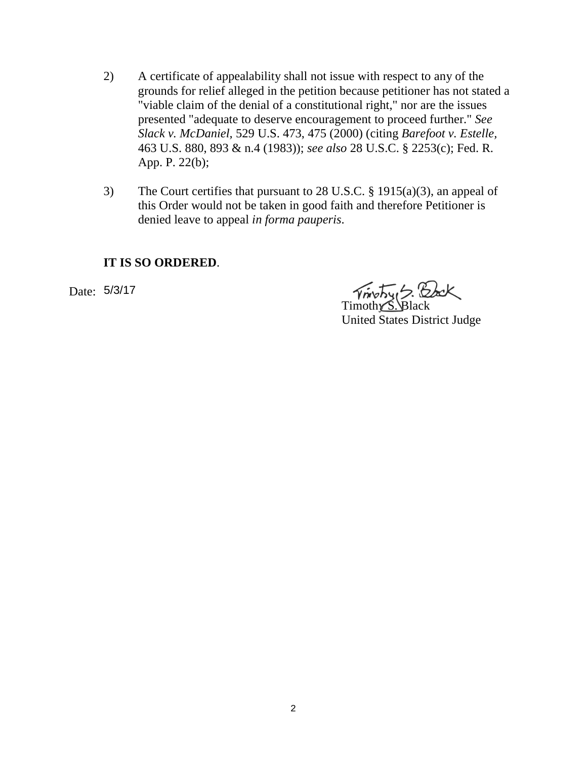2) A certificate of appealability shall not issue with respect to any of the grounds for relief alleged in the petition because petitioner has not stated a "viable claim of the denial of a constitutional right," nor are the issues presented "adequate to deserve encouragement to proceed further." *See Slack v. McDaniel,* 529 U.S. 473, 475 (2000) (citing *Barefoot v. Estelle,* 463 U.S. 880, 893 & n.4 (1983)); *see also* 28 U.S.C. § 2253(c); Fed. R. App. P. 22(b);

3) The Court certifies that pursuant to 28 U.S.C. § 1915(a)(3), an appeal of this Order would not be taken in good faith and therefore Petitioner is denied leave to appeal *in forma pauperis*.

**IT IS SO ORDERED**.

Date: 5/3/17

Timothy S. Black
United States District Judge